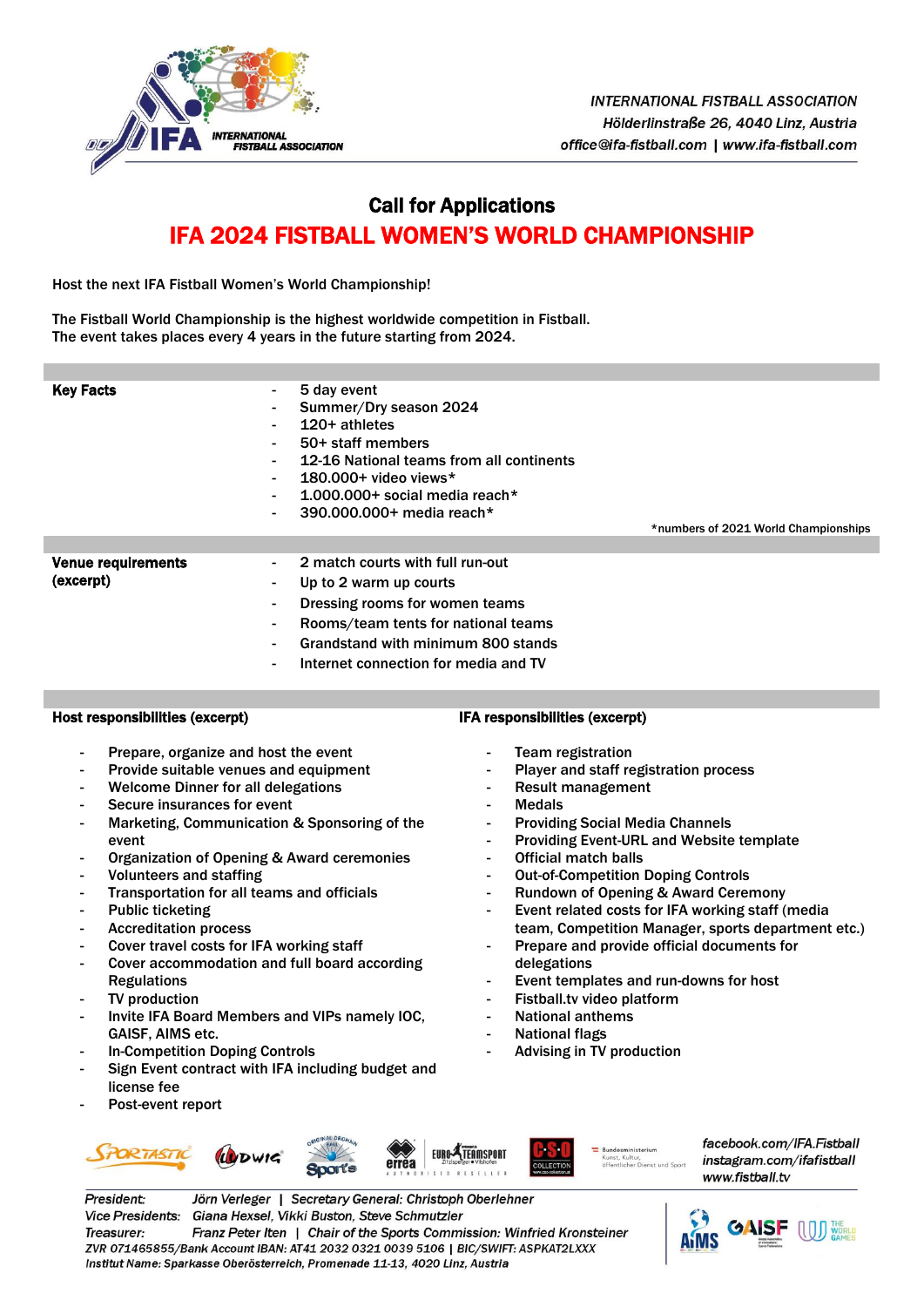INTERNATIONAL FISTBALL ASSOCIATION
Hölderlinstraße 26, 4040 Linz, Austria
office@ifa-fistball.com | www.ifa-fistball.com

# Call for Applications

# IFA 2024 FISTBALL WOMEN'S WORLD CHAMPIONSHIP

Host the next IFA Fistball Women's World Championship!

The Fistball World Championship is the highest worldwide competition in Fistball.
The event takes places every 4 years in the future starting from 2024.

**Key Facts**

- 5 day event
- Summer/Dry season 2024
- 120+ athletes
- 50+ staff members
- 12-16 National teams from all continents
- 180.000+ video views*
- 1.000.000+ social media reach*
- 390.000.000+ media reach*

*numbers of 2021 World Championships

**Venue requirements (excerpt)**

- 2 match courts with full run-out
- Up to 2 warm up courts
- Dressing rooms for women teams
- Rooms/team tents for national teams
- Grandstand with minimum 800 stands
- Internet connection for media and TV

**Host responsibilities (excerpt)**

- Prepare, organize and host the event
- Provide suitable venues and equipment
- Welcome Dinner for all delegations
- Secure insurances for event
- Marketing, Communication & Sponsoring of the event
- Organization of Opening & Award ceremonies
- Volunteers and staffing
- Transportation for all teams and officials
- Public ticketing
- Accreditation process
- Cover travel costs for IFA working staff
- Cover accommodation and full board according Regulations
- TV production
- Invite IFA Board Members and VIPs namely IOC, GAISF, AIMS etc.
- In-Competition Doping Controls
- Sign Event contract with IFA including budget and license fee
- Post-event report

**IFA responsibilities (excerpt)**

- Team registration
- Player and staff registration process
- Result management
- Medals
- Providing Social Media Channels
- Providing Event-URL and Website template
- Official match balls
- Out-of-Competition Doping Controls
- Rundown of Opening & Award Ceremony
- Event related costs for IFA working staff (media team, Competition Manager, sports department etc.)
- Prepare and provide official documents for delegations
- Event templates and run-downs for host
- Fistball.tv video platform
- National anthems
- National flags
- Advising in TV production

facebook.com/IFA.Fistball
instagram.com/ifafistball
www.fistball.tv

President: Jörn Verleger | Secretary General: Christoph Oberlehner
Vice Presidents: Giana Hexsel, Vikki Buston, Steve Schmutzler
Treasurer: Franz Peter Iten | Chair of the Sports Commission: Winfried Kronsteiner
ZVR 071465855/Bank Account IBAN: AT41 2032 0321 0039 5106 | BIC/SWIFT: ASPKAT2LXXX
Institut Name: Sparkasse Oberösterreich, Promenade 11-13, 4020 Linz, Austria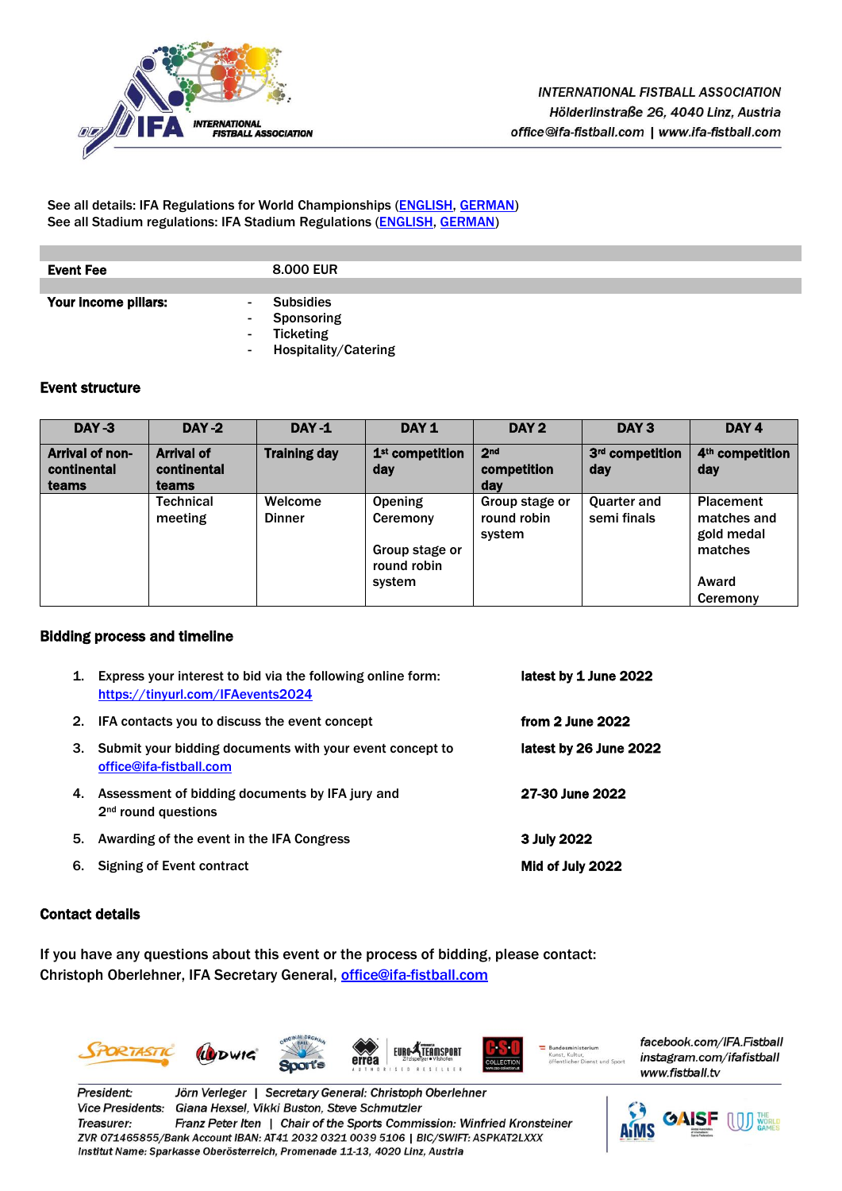See all details: IFA Regulations for World Championships (ENGLISH, GERMAN)
See all Stadium regulations: IFA Stadium Regulations (ENGLISH, GERMAN)

| | |
|---|---|
| **Event Fee** | 8.000 EUR |
| **Your income pillars:** | - Subsidies<br>- Sponsoring<br>- Ticketing<br>- Hospitality/Catering |

**Event structure**

| DAY -3 | DAY -2 | DAY -1 | DAY 1 | DAY 2 | DAY 3 | DAY 4 |
|---|---|---|---|---|---|---|
| **Arrival of non-continental teams** | **Arrival of continental teams** | **Training day** | **1st competition day** | **2nd competition day** | **3rd competition day** | **4th competition day** |
| | Technical meeting | Welcome Dinner | Opening Ceremony<br><br>Group stage or round robin system | Group stage or round robin system | Quarter and semi finals | Placement matches and gold medal matches<br><br>Award Ceremony |

**Bidding process and timeline**

| | |
|---|---|
| 1. Express your interest to bid via the following online form: https://tinyurl.com/IFAevents2024 | **latest by 1 June 2022** |
| 2. IFA contacts you to discuss the event concept | **from 2 June 2022** |
| 3. Submit your bidding documents with your event concept to office@ifa-fistball.com | **latest by 26 June 2022** |
| 4. Assessment of bidding documents by IFA jury and 2nd round questions | **27-30 June 2022** |
| 5. Awarding of the event in the IFA Congress | **3 July 2022** |
| 6. Signing of Event contract | **Mid of July 2022** |

**Contact details**

If you have any questions about this event or the process of bidding, please contact:
Christoph Oberlehner, IFA Secretary General, office@ifa-fistball.com